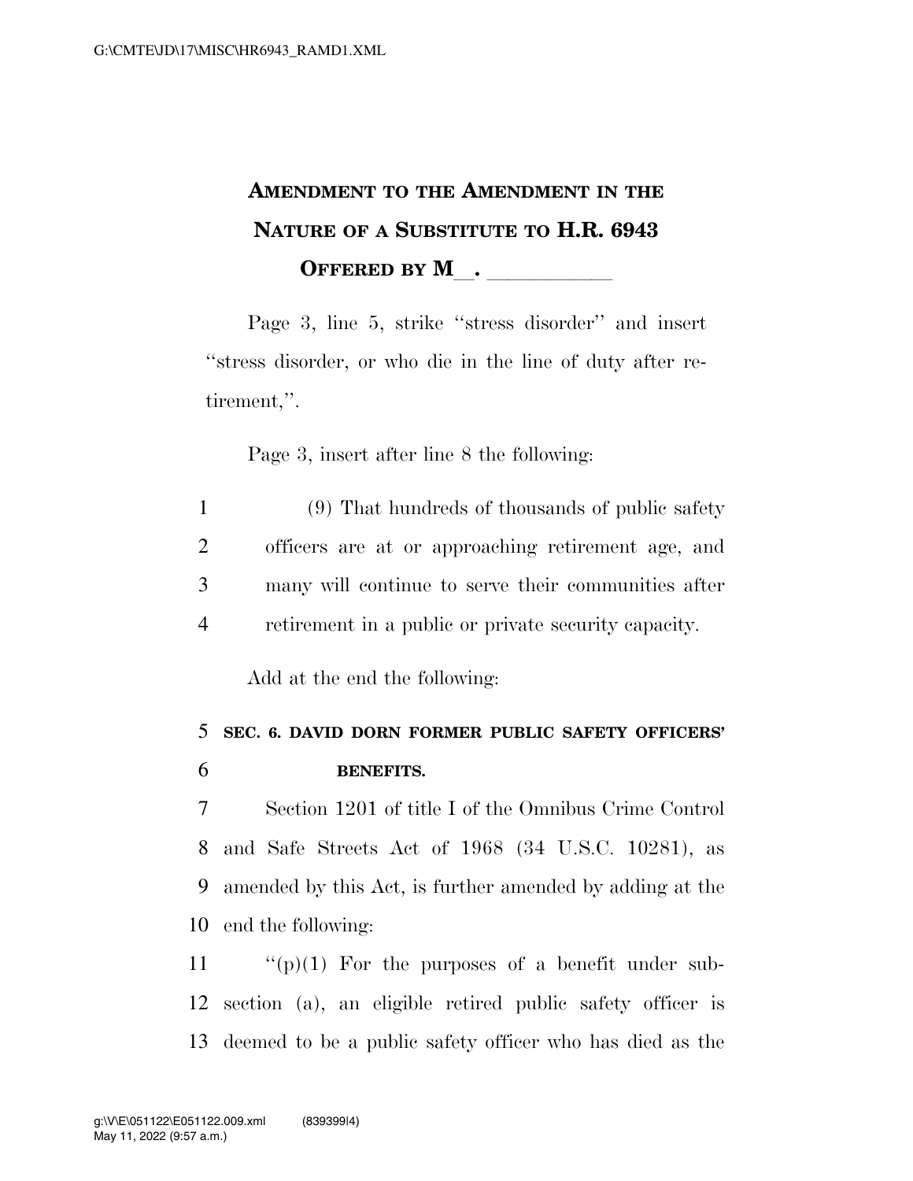# Amendment to the Amendment in the Nature of a Substitute to H.R. 6943

## Offered by M\_\_. \_\_\_\_\_\_\_\_\_\_\_

Page 3, line 5, strike "stress disorder" and insert "stress disorder, or who die in the line of duty after retirement,".

Page 3, insert after line 8 the following:

(9) That hundreds of thousands of public safety officers are at or approaching retirement age, and many will continue to serve their communities after retirement in a public or private security capacity.

Add at the end the following:

**SEC. 6. DAVID DORN FORMER PUBLIC SAFETY OFFICERS' BENEFITS.**

Section 1201 of title I of the Omnibus Crime Control and Safe Streets Act of 1968 (34 U.S.C. 10281), as amended by this Act, is further amended by adding at the end the following:

"(p)(1) For the purposes of a benefit under subsection (a), an eligible retired public safety officer is deemed to be a public safety officer who has died as the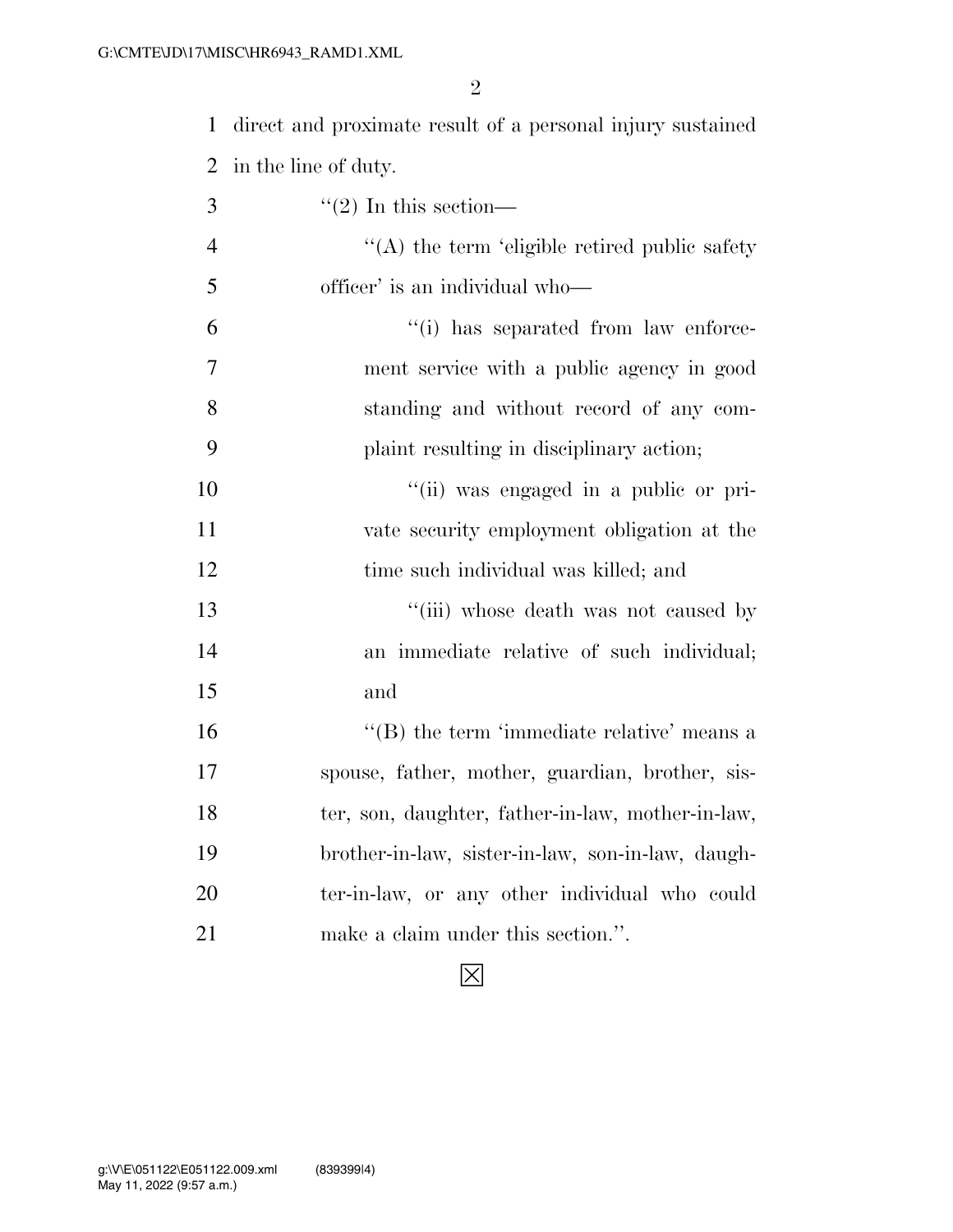direct and proximate result of a personal injury sustained in the line of duty.

"(2) In this section—

"(A) the term 'eligible retired public safety officer' is an individual who—

"(i) has separated from law enforcement service with a public agency in good standing and without record of any complaint resulting in disciplinary action;

"(ii) was engaged in a public or private security employment obligation at the time such individual was killed; and

"(iii) whose death was not caused by an immediate relative of such individual; and

"(B) the term 'immediate relative' means a spouse, father, mother, guardian, brother, sister, son, daughter, father-in-law, mother-in-law, brother-in-law, sister-in-law, son-in-law, daughter-in-law, or any other individual who could make a claim under this section.".